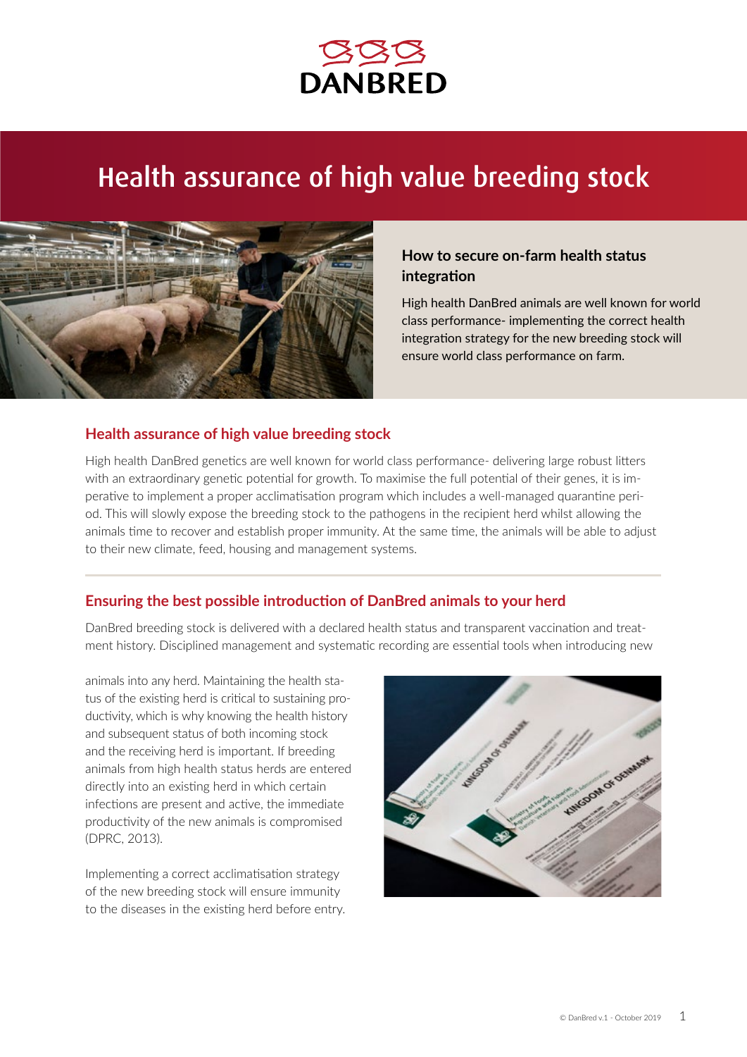DANBRED

# Health assurance of high value breeding stock

### How to secure on-farm health status integration

High health DanBred animals are well known for world class performance- implementing the correct health integration strategy for the new breeding stock will ensure world class performance on farm.

## Health assurance of high value breeding stock

High health DanBred genetics are well known for world class performance- delivering large robust litters with an extraordinary genetic potential for growth. To maximise the full potential of their genes, it is imperative to implement a proper acclimatisation program which includes a well-managed quarantine period. This will slowly expose the breeding stock to the pathogens in the recipient herd whilst allowing the animals time to recover and establish proper immunity. At the same time, the animals will be able to adjust to their new climate, feed, housing and management systems.

## Ensuring the best possible introduction of DanBred animals to your herd

DanBred breeding stock is delivered with a declared health status and transparent vaccination and treatment history. Disciplined management and systematic recording are essential tools when introducing new animals into any herd. Maintaining the health status of the existing herd is critical to sustaining productivity, which is why knowing the health history and subsequent status of both incoming stock and the receiving herd is important. If breeding animals from high health status herds are entered directly into an existing herd in which certain infections are present and active, the immediate productivity of the new animals is compromised (DPRC, 2013).

Implementing a correct acclimatisation strategy of the new breeding stock will ensure immunity to the diseases in the existing herd before entry.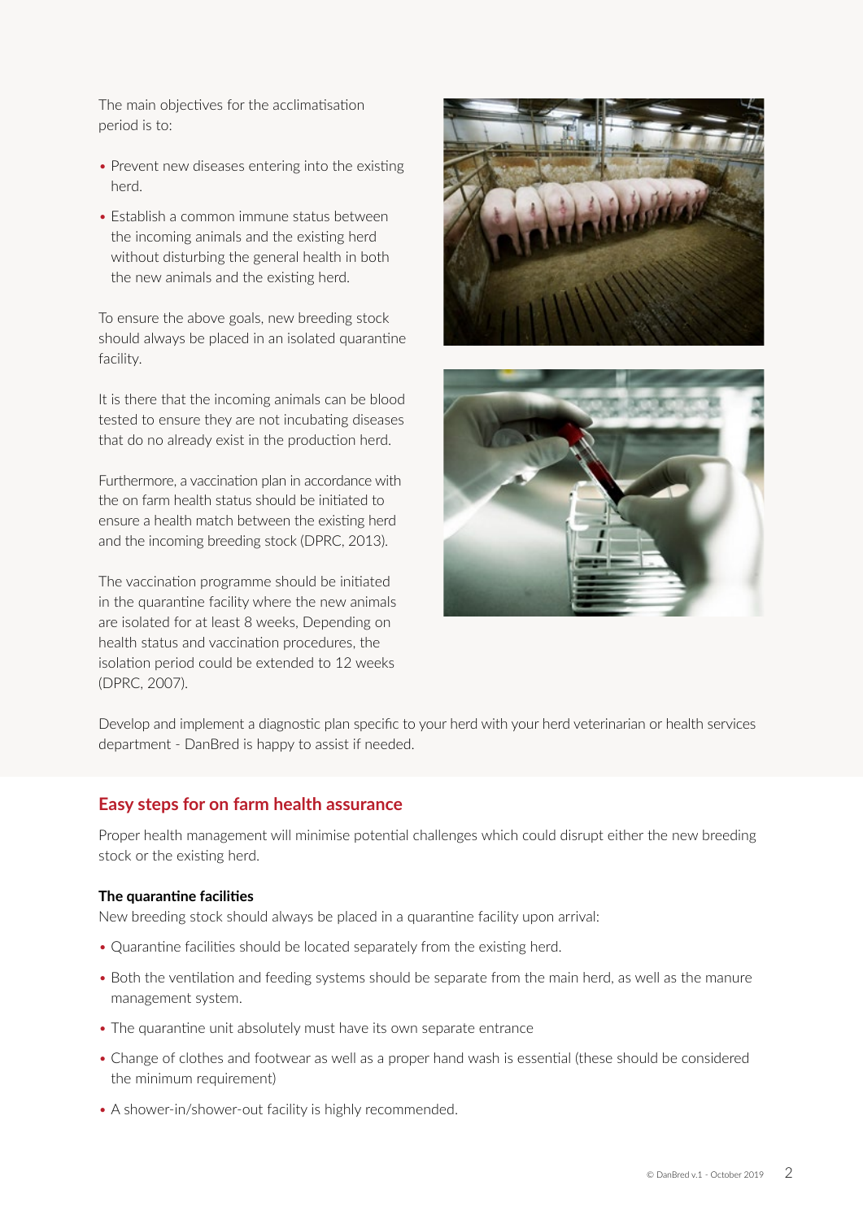The main objectives for the acclimatisation period is to:

- Prevent new diseases entering into the existing herd.
- Establish a common immune status between the incoming animals and the existing herd without disturbing the general health in both the new animals and the existing herd.

To ensure the above goals, new breeding stock should always be placed in an isolated quarantine facility.

It is there that the incoming animals can be blood tested to ensure they are not incubating diseases that do no already exist in the production herd.

Furthermore, a vaccination plan in accordance with the on farm health status should be initiated to ensure a health match between the existing herd and the incoming breeding stock (DPRC, 2013).

The vaccination programme should be initiated in the quarantine facility where the new animals are isolated for at least 8 weeks, Depending on health status and vaccination procedures, the isolation period could be extended to 12 weeks (DPRC, 2007).

Develop and implement a diagnostic plan specific to your herd with your herd veterinarian or health services department - DanBred is happy to assist if needed.

## Easy steps for on farm health assurance

Proper health management will minimise potential challenges which could disrupt either the new breeding stock or the existing herd.

**The quarantine facilities**

New breeding stock should always be placed in a quarantine facility upon arrival:

- Quarantine facilities should be located separately from the existing herd.
- Both the ventilation and feeding systems should be separate from the main herd, as well as the manure management system.
- The quarantine unit absolutely must have its own separate entrance
- Change of clothes and footwear as well as a proper hand wash is essential (these should be considered the minimum requirement)
- A shower-in/shower-out facility is highly recommended.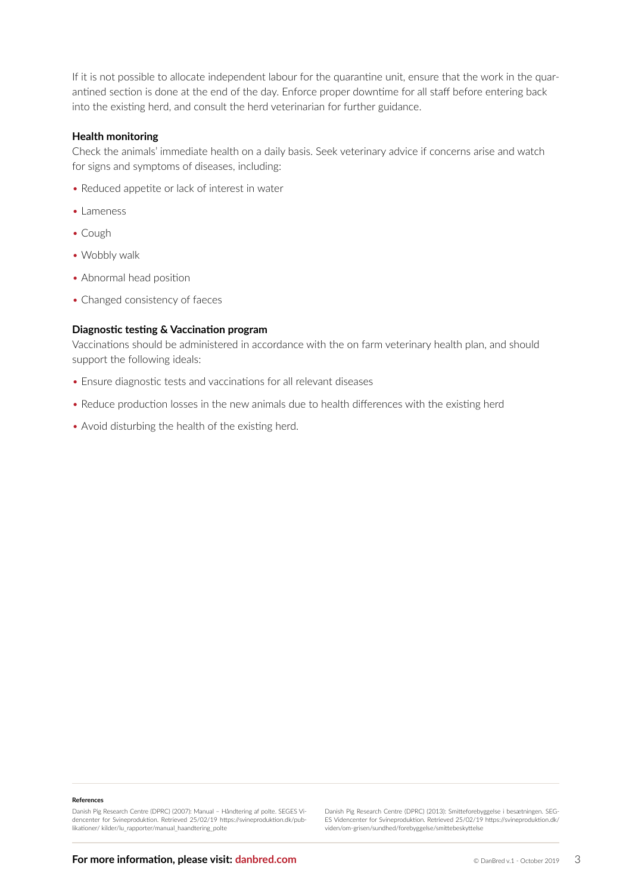If it is not possible to allocate independent labour for the quarantine unit, ensure that the work in the quarantined section is done at the end of the day. Enforce proper downtime for all staff before entering back into the existing herd, and consult the herd veterinarian for further guidance.

**Health monitoring**

Check the animals' immediate health on a daily basis. Seek veterinary advice if concerns arise and watch for signs and symptoms of diseases, including:

- Reduced appetite or lack of interest in water
- Lameness
- Cough
- Wobbly walk
- Abnormal head position
- Changed consistency of faeces

**Diagnostic testing & Vaccination program**

Vaccinations should be administered in accordance with the on farm veterinary health plan, and should support the following ideals:

- Ensure diagnostic tests and vaccinations for all relevant diseases
- Reduce production losses in the new animals due to health differences with the existing herd
- Avoid disturbing the health of the existing herd.

**References**

Danish Pig Research Centre (DPRC) (2007): Manual – Håndtering af polte. SEGES Videncenter for Svineproduktion. Retrieved 25/02/19 https://svineproduktion.dk/publikationer/ kilder/lu_rapporter/manual_haandtering_polte

Danish Pig Research Centre (DPRC) (2013): Smitteforebyggelse i besætningen. SEGES Videncenter for Svineproduktion. Retrieved 25/02/19 https://svineproduktion.dk/viden/om-grisen/sundhed/forebyggelse/smittebeskyttelse

**For more information, please visit: danbred.com**

© DanBred v.1 - October 2019